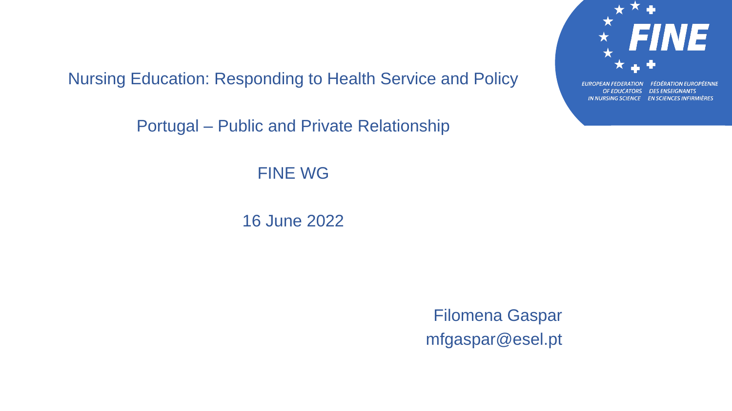# Nursing Education: Responding to Health Service and Policy

## Portugal – Public and Private Relationship

FINE WG

16 June 2022

FINE

EUROPEAN FEDERATION OF EDUCATORS IN NURSING SCIENCE

FÉDÉRATION EUROPÉENNE DES ENSEIGNANTS EN SCIENCES INFIRMIÈRES

Filomena Gaspar
mfgaspar@esel.pt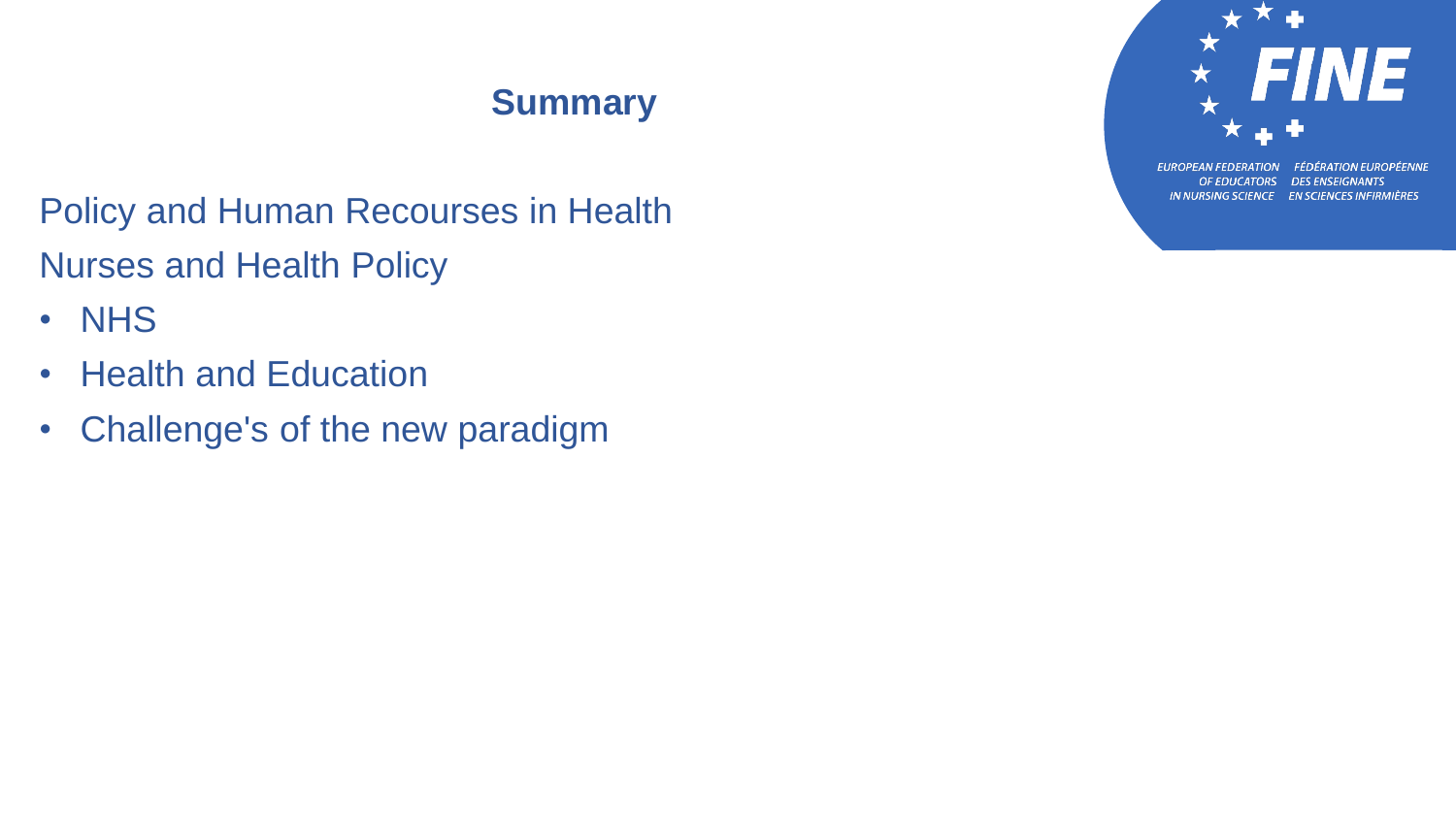## Summary

Policy and Human Recourses in Health

Nurses and Health Policy

- NHS
- Health and Education
- Challenge's of the new paradigm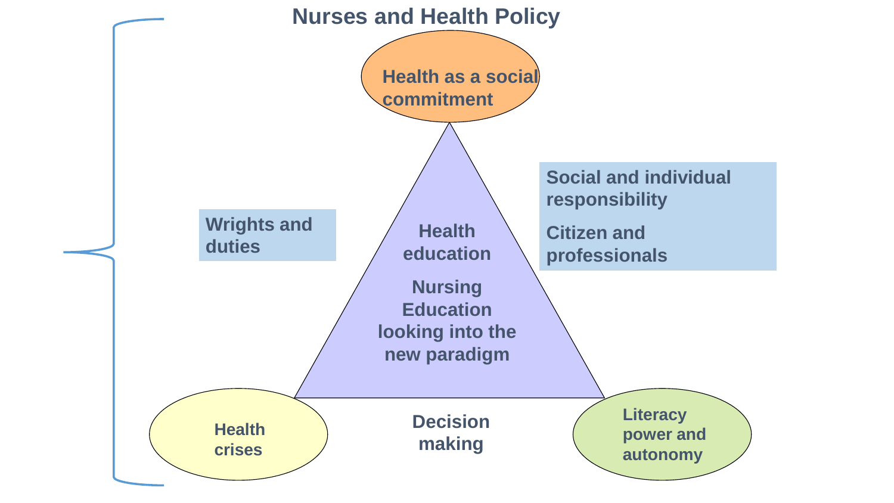# Nurses and Health Policy

Health as a social commitment

Wrights and duties

Social and individual responsibility

Citizen and professionals

Health education

Nursing Education looking into the new paradigm

Health crises

Decision making

Literacy power and autonomy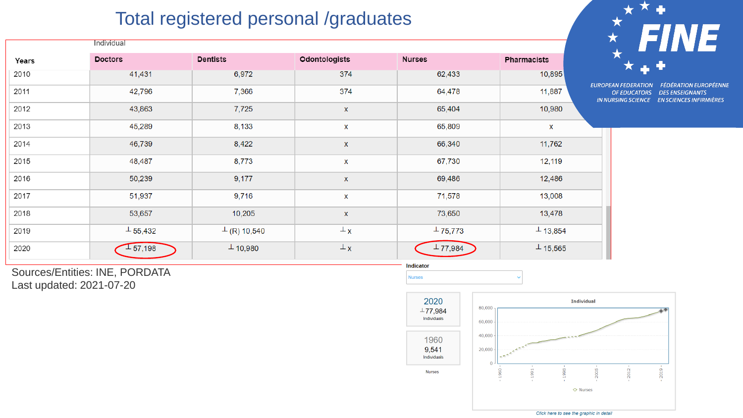# Total registered personal /graduates

Individual

| Years | Doctors | Dentists | Odontologists | Nurses | Pharmacists |
|---|---|---|---|---|---|
| 2010 | 41,431 | 6,972 | 374 | 62,433 | 10,895 |
| 2011 | 42,796 | 7,366 | 374 | 64,478 | 11,887 |
| 2012 | 43,863 | 7,725 | x | 65,404 | 10,980 |
| 2013 | 45,289 | 8,133 | x | 65,809 | x |
| 2014 | 46,739 | 8,422 | x | 66,340 | 11,762 |
| 2015 | 48,487 | 8,773 | x | 67,730 | 12,119 |
| 2016 | 50,239 | 9,177 | x | 69,486 | 12,486 |
| 2017 | 51,937 | 9,716 | x | 71,578 | 13,008 |
| 2018 | 53,657 | 10,205 | x | 73,650 | 13,478 |
| 2019 | ⊥ 55,432 | ⊥ (R) 10,540 | ⊥ x | ⊥ 75,773 | ⊥ 13,854 |
| 2020 | ⊥ 57,198 | ⊥ 10,980 | ⊥ x | ⊥ 77,984 | ⊥ 15,565 |

Sources/Entities: INE, PORDATA
Last updated: 2021-07-20

Indicator: Nurses

2020: ⊥ 77,984 Individuals

1960: 9,541 Individuals

Nurses

Click here to see the graphic in detail

EUROPEAN FEDERATION OF EDUCATORS IN NURSING SCIENCE
FÉDÉRATION EUROPÉENNE DES ENSEIGNANTS EN SCIENCES INFIRMIÈRES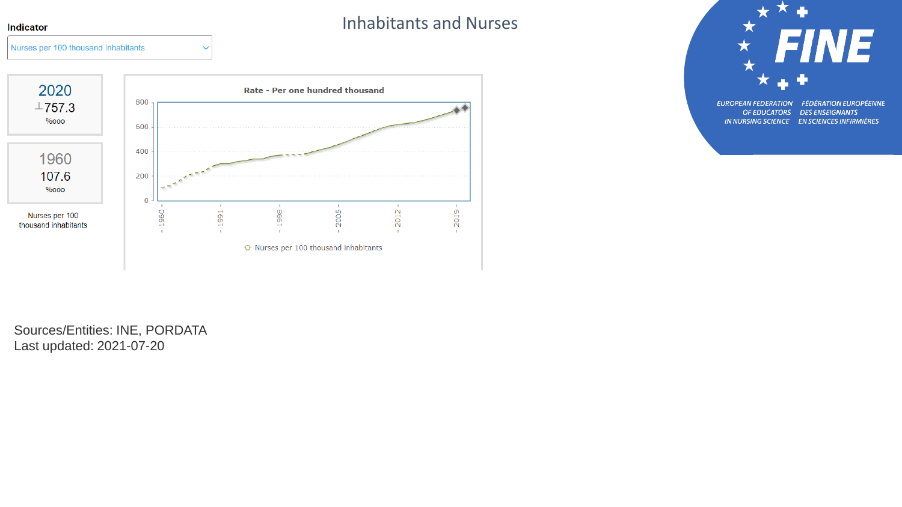# Inhabitants and Nurses

**Indicator**

Nurses per 100 thousand inhabitants

| 2020 | 1960 |
|---|---|
| 757.3 | 107.6 |
| %ooo | %ooo |

Nurses per 100 thousand inhabitants

**Rate - Per one hundred thousand**

Nurses per 100 thousand inhabitants

EUROPEAN FEDERATION OF EDUCATORS IN NURSING SCIENCE

FÉDÉRATION EUROPÉENNE DES ENSEIGNANTS EN SCIENCES INFIRMIÈRES

Sources/Entities: INE, PORDATA

Last updated: 2021-07-20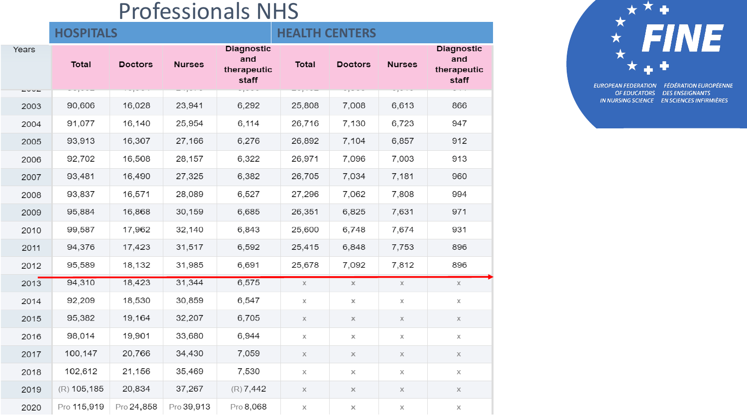# Professionals NHS

| Years | HOSPITALS | | | | HEALTH CENTERS | | | |
|---|---|---|---|---|---|---|---|---|
| | Total | Doctors | Nurses | Diagnostic and therapeutic staff | Total | Doctors | Nurses | Diagnostic and therapeutic staff |
| 2003 | 90,606 | 16,028 | 23,941 | 6,292 | 25,808 | 7,008 | 6,613 | 866 |
| 2004 | 91,077 | 16,140 | 25,954 | 6,114 | 26,716 | 7,130 | 6,723 | 947 |
| 2005 | 93,913 | 16,307 | 27,166 | 6,276 | 26,892 | 7,104 | 6,857 | 912 |
| 2006 | 92,702 | 16,508 | 28,157 | 6,322 | 26,971 | 7,096 | 7,003 | 913 |
| 2007 | 93,481 | 16,490 | 27,325 | 6,382 | 26,705 | 7,034 | 7,181 | 960 |
| 2008 | 93,837 | 16,571 | 28,089 | 6,527 | 27,296 | 7,062 | 7,808 | 994 |
| 2009 | 95,884 | 16,868 | 30,159 | 6,685 | 26,351 | 6,825 | 7,631 | 971 |
| 2010 | 99,587 | 17,962 | 32,140 | 6,843 | 25,600 | 6,748 | 7,674 | 931 |
| 2011 | 94,376 | 17,423 | 31,517 | 6,592 | 25,415 | 6,848 | 7,753 | 896 |
| 2012 | 95,589 | 18,132 | 31,985 | 6,691 | 25,678 | 7,092 | 7,812 | 896 |
| 2013 | 94,310 | 18,423 | 31,344 | 6,575 | x | x | x | x |
| 2014 | 92,209 | 18,530 | 30,859 | 6,547 | x | x | x | x |
| 2015 | 95,382 | 19,164 | 32,207 | 6,705 | x | x | x | x |
| 2016 | 98,014 | 19,901 | 33,680 | 6,944 | x | x | x | x |
| 2017 | 100,147 | 20,766 | 34,430 | 7,059 | x | x | x | x |
| 2018 | 102,612 | 21,156 | 35,469 | 7,530 | x | x | x | x |
| 2019 | (R) 105,185 | 20,834 | 37,267 | (R) 7,442 | x | x | x | x |
| 2020 | Pro 115,919 | Pro 24,858 | Pro 39,913 | Pro 8,068 | x | x | x | x |

FINE

EUROPEAN FEDERATION OF EDUCATORS IN NURSING SCIENCE

FÉDÉRATION EUROPÉENNE DES ENSEIGNANTS EN SCIENCES INFIRMIÈRES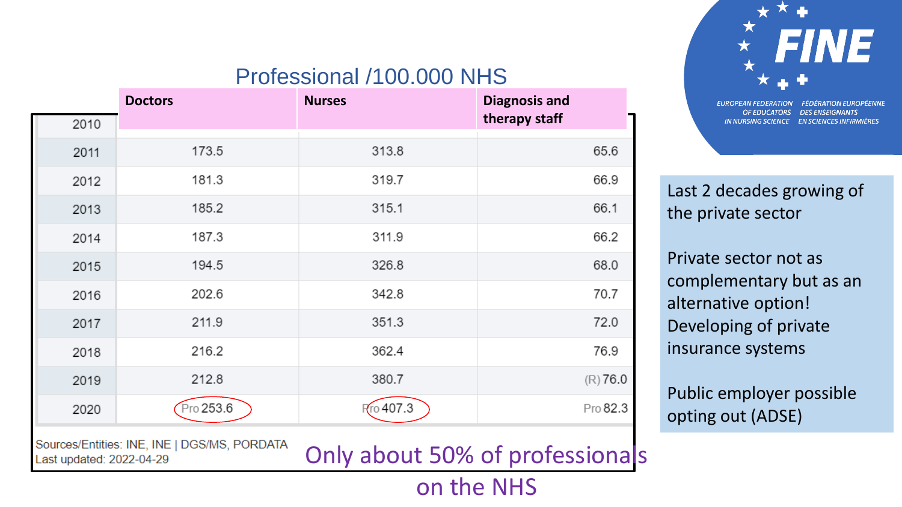## Professional /100.000 NHS

| | Doctors | Nurses | Diagnosis and therapy staff |
|---|---|---|---|
| 2010 | | | |
| 2011 | 173.5 | 313.8 | 65.6 |
| 2012 | 181.3 | 319.7 | 66.9 |
| 2013 | 185.2 | 315.1 | 66.1 |
| 2014 | 187.3 | 311.9 | 66.2 |
| 2015 | 194.5 | 326.8 | 68.0 |
| 2016 | 202.6 | 342.8 | 70.7 |
| 2017 | 211.9 | 351.3 | 72.0 |
| 2018 | 216.2 | 362.4 | 76.9 |
| 2019 | 212.8 | 380.7 | (R) 76.0 |
| 2020 | Pro 253.6 | Pro 407.3 | Pro 82.3 |

Sources/Entities: INE, INE | DGS/MS, PORDATA
Last updated: 2022-04-29

Only about 50% of professionals on the NHS

FINE
EUROPEAN FEDERATION OF EDUCATORS IN NURSING SCIENCE
FÉDÉRATION EUROPÉENNE DES ENSEIGNANTS EN SCIENCES INFIRMIÈRES

Last 2 decades growing of the private sector

Private sector not as complementary but as an alternative option! Developing of private insurance systems

Public employer possible opting out (ADSE)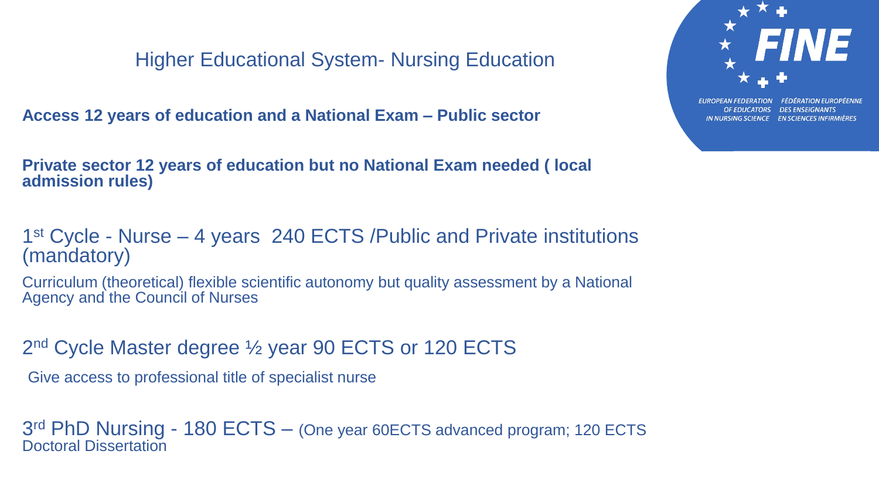# Higher Educational System- Nursing Education

**Access 12 years of education and a National Exam – Public sector**

**Private sector 12 years of education but no National Exam needed ( local admission rules)**

## 1st Cycle - Nurse – 4 years 240 ECTS /Public and Private institutions (mandatory)

Curriculum (theoretical) flexible scientific autonomy but quality assessment by a National Agency and the Council of Nurses

## 2nd Cycle Master degree ½ year 90 ECTS or 120 ECTS

Give access to professional title of specialist nurse

## 3rd PhD Nursing - 180 ECTS – (One year 60ECTS advanced program; 120 ECTS Doctoral Dissertation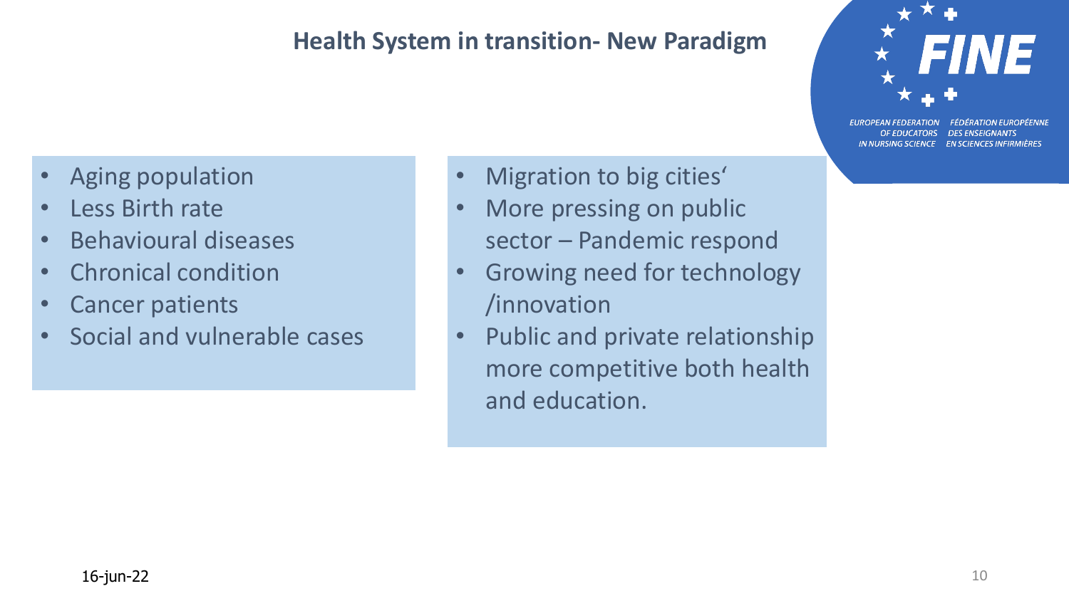## Health System in transition- New Paradigm

- Aging population
- Less Birth rate
- Behavioural diseases
- Chronical condition
- Cancer patients
- Social and vulnerable cases

- Migration to big cities'
- More pressing on public sector – Pandemic respond
- Growing need for technology /innovation
- Public and private relationship more competitive both health and education.

16-jun-22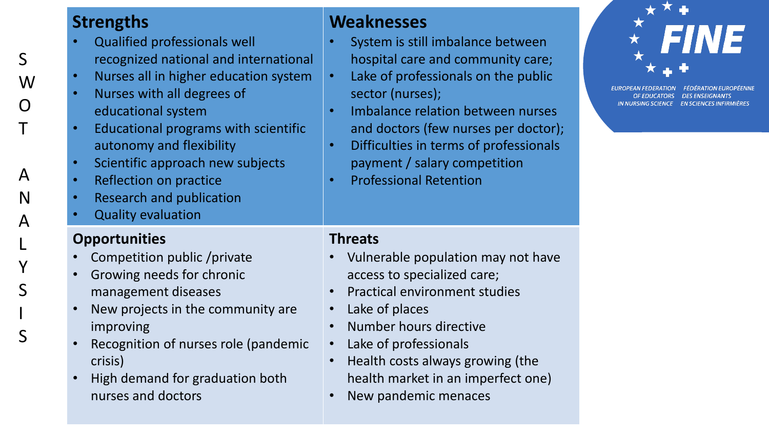# SWOT ANALYSIS

## Strengths

- Qualified professionals well recognized national and international
- Nurses all in higher education system
- Nurses with all degrees of educational system
- Educational programs with scientific autonomy and flexibility
- Scientific approach new subjects
- Reflection on practice
- Research and publication
- Quality evaluation

## Weaknesses

- System is still imbalance between hospital care and community care;
- Lake of professionals on the public sector (nurses);
- Imbalance relation between nurses and doctors (few nurses per doctor);
- Difficulties in terms of professionals payment / salary competition
- Professional Retention

## Opportunities

- Competition public /private
- Growing needs for chronic management diseases
- New projects in the community are improving
- Recognition of nurses role (pandemic crisis)
- High demand for graduation both nurses and doctors

## Threats

- Vulnerable population may not have access to specialized care;
- Practical environment studies
- Lake of places
- Number hours directive
- Lake of professionals
- Health costs always growing (the health market in an imperfect one)
- New pandemic menaces

FINE
EUROPEAN FEDERATION OF EDUCATORS IN NURSING SCIENCE
FÉDÉRATION EUROPÉENNE DES ENSEIGNANTS EN SCIENCES INFIRMIÈRES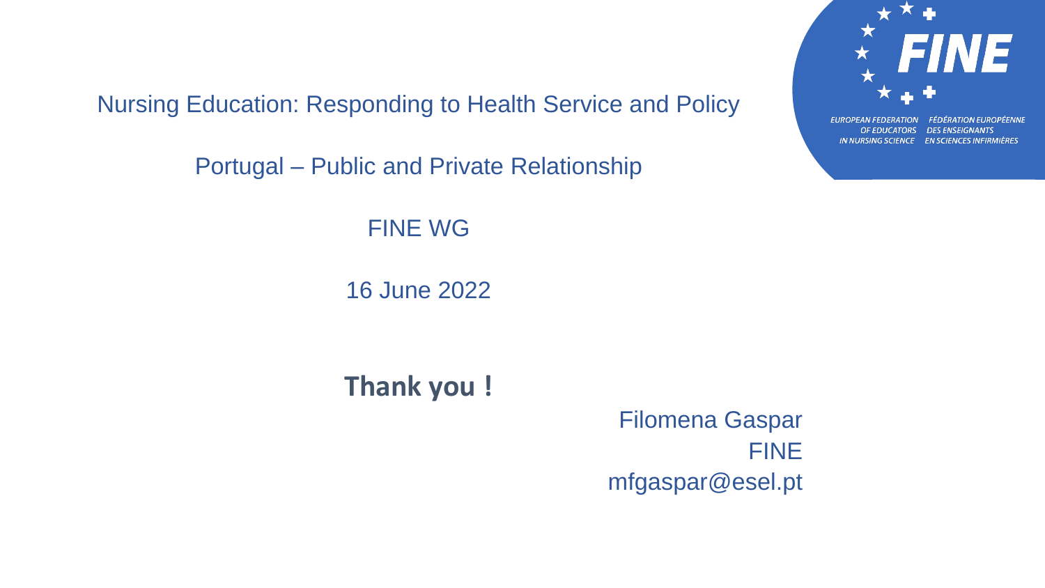EUROPEAN FEDERATION OF EDUCATORS IN NURSING SCIENCE

FÉDÉRATION EUROPÉENNE DES ENSEIGNANTS EN SCIENCES INFIRMIÈRES

Nursing Education: Responding to Health Service and Policy

Portugal – Public and Private Relationship

FINE WG

16 June 2022

**Thank you !**

Filomena Gaspar
FINE
mfgaspar@esel.pt